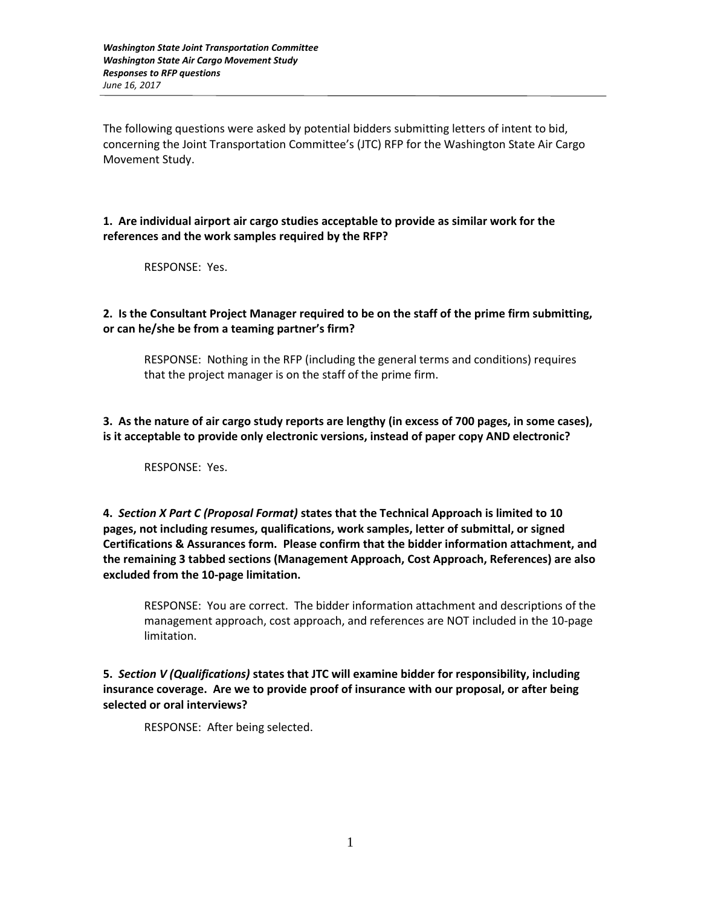***Washington State Joint Transportation Committee***
***Washington State Air Cargo Movement Study***
***Responses to RFP questions***
*June 16, 2017*

---

The following questions were asked by potential bidders submitting letters of intent to bid, concerning the Joint Transportation Committee's (JTC) RFP for the Washington State Air Cargo Movement Study.

**1. Are individual airport air cargo studies acceptable to provide as similar work for the references and the work samples required by the RFP?**

RESPONSE: Yes.

**2. Is the Consultant Project Manager required to be on the staff of the prime firm submitting, or can he/she be from a teaming partner's firm?**

RESPONSE: Nothing in the RFP (including the general terms and conditions) requires that the project manager is on the staff of the prime firm.

**3. As the nature of air cargo study reports are lengthy (in excess of 700 pages, in some cases), is it acceptable to provide only electronic versions, instead of paper copy AND electronic?**

RESPONSE: Yes.

**4. *Section X Part C (Proposal Format)* states that the Technical Approach is limited to 10 pages, not including resumes, qualifications, work samples, letter of submittal, or signed Certifications & Assurances form. Please confirm that the bidder information attachment, and the remaining 3 tabbed sections (Management Approach, Cost Approach, References) are also excluded from the 10-page limitation.**

RESPONSE: You are correct. The bidder information attachment and descriptions of the management approach, cost approach, and references are NOT included in the 10-page limitation.

**5. *Section V (Qualifications)* states that JTC will examine bidder for responsibility, including insurance coverage. Are we to provide proof of insurance with our proposal, or after being selected or oral interviews?**

RESPONSE: After being selected.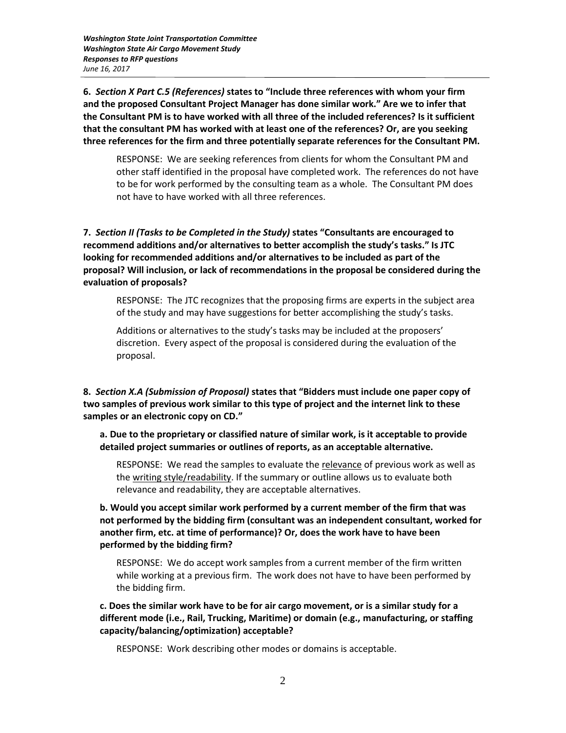**6.** ***Section X Part C.5 (References)*** **states to "Include three references with whom your firm and the proposed Consultant Project Manager has done similar work." Are we to infer that the Consultant PM is to have worked with all three of the included references? Is it sufficient that the consultant PM has worked with at least one of the references? Or, are you seeking three references for the firm and three potentially separate references for the Consultant PM.**

RESPONSE: We are seeking references from clients for whom the Consultant PM and other staff identified in the proposal have completed work. The references do not have to be for work performed by the consulting team as a whole. The Consultant PM does not have to have worked with all three references.

**7.** ***Section II (Tasks to be Completed in the Study)*** **states "Consultants are encouraged to recommend additions and/or alternatives to better accomplish the study's tasks." Is JTC looking for recommended additions and/or alternatives to be included as part of the proposal? Will inclusion, or lack of recommendations in the proposal be considered during the evaluation of proposals?**

RESPONSE: The JTC recognizes that the proposing firms are experts in the subject area of the study and may have suggestions for better accomplishing the study's tasks.

Additions or alternatives to the study's tasks may be included at the proposers' discretion. Every aspect of the proposal is considered during the evaluation of the proposal.

**8.** ***Section X.A (Submission of Proposal)*** **states that "Bidders must include one paper copy of two samples of previous work similar to this type of project and the internet link to these samples or an electronic copy on CD."**

**a. Due to the proprietary or classified nature of similar work, is it acceptable to provide detailed project summaries or outlines of reports, as an acceptable alternative.**

RESPONSE: We read the samples to evaluate the relevance of previous work as well as the writing style/readability. If the summary or outline allows us to evaluate both relevance and readability, they are acceptable alternatives.

**b. Would you accept similar work performed by a current member of the firm that was not performed by the bidding firm (consultant was an independent consultant, worked for another firm, etc. at time of performance)? Or, does the work have to have been performed by the bidding firm?**

RESPONSE: We do accept work samples from a current member of the firm written while working at a previous firm. The work does not have to have been performed by the bidding firm.

**c. Does the similar work have to be for air cargo movement, or is a similar study for a different mode (i.e., Rail, Trucking, Maritime) or domain (e.g., manufacturing, or staffing capacity/balancing/optimization) acceptable?**

RESPONSE: Work describing other modes or domains is acceptable.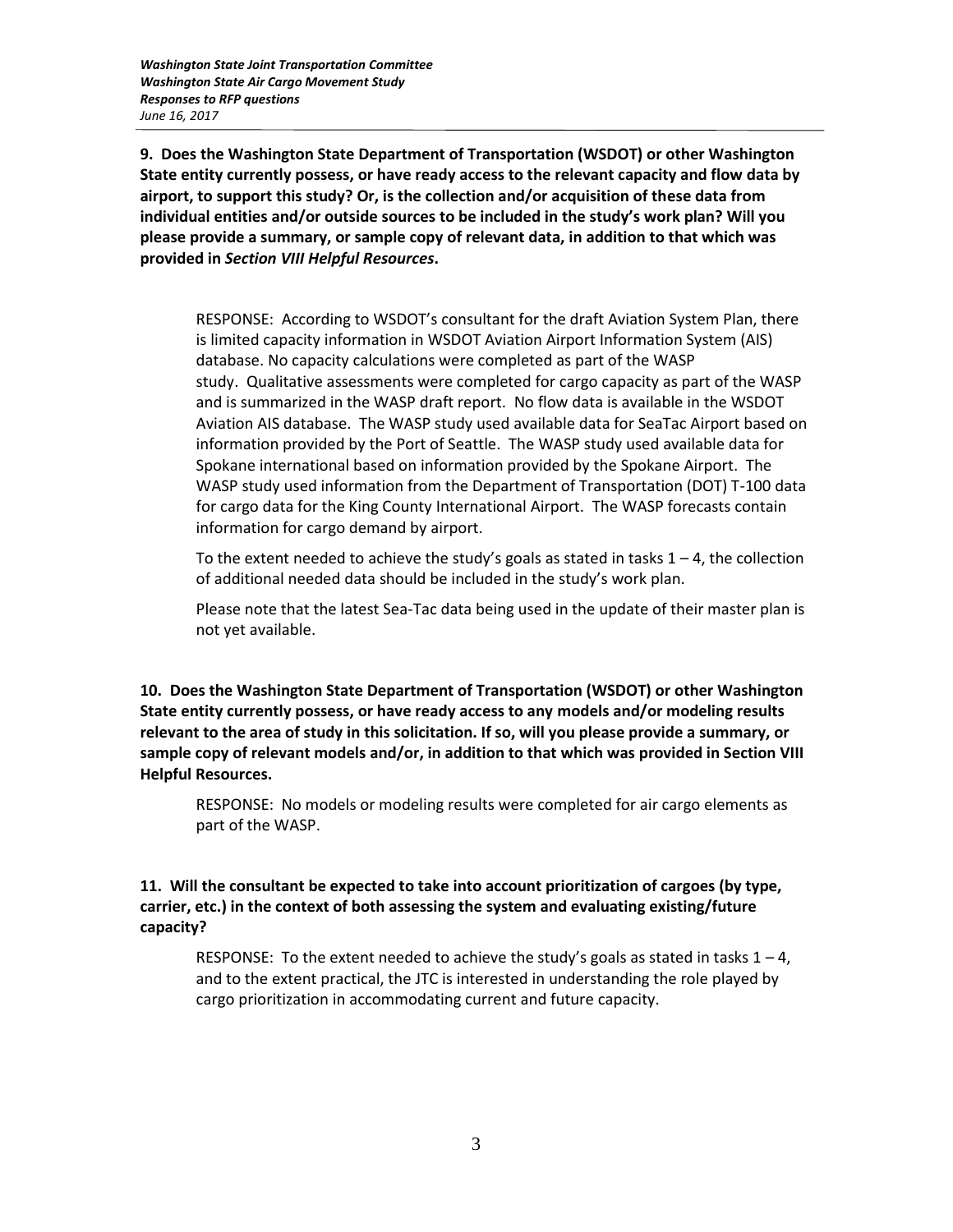**9. Does the Washington State Department of Transportation (WSDOT) or other Washington State entity currently possess, or have ready access to the relevant capacity and flow data by airport, to support this study? Or, is the collection and/or acquisition of these data from individual entities and/or outside sources to be included in the study's work plan? Will you please provide a summary, or sample copy of relevant data, in addition to that which was provided in *Section VIII Helpful Resources*.**

> RESPONSE: According to WSDOT's consultant for the draft Aviation System Plan, there is limited capacity information in WSDOT Aviation Airport Information System (AIS) database. No capacity calculations were completed as part of the WASP study. Qualitative assessments were completed for cargo capacity as part of the WASP and is summarized in the WASP draft report. No flow data is available in the WSDOT Aviation AIS database. The WASP study used available data for SeaTac Airport based on information provided by the Port of Seattle. The WASP study used available data for Spokane international based on information provided by the Spokane Airport. The WASP study used information from the Department of Transportation (DOT) T-100 data for cargo data for the King County International Airport. The WASP forecasts contain information for cargo demand by airport.
>
> To the extent needed to achieve the study's goals as stated in tasks 1 – 4, the collection of additional needed data should be included in the study's work plan.
>
> Please note that the latest Sea-Tac data being used in the update of their master plan is not yet available.

**10. Does the Washington State Department of Transportation (WSDOT) or other Washington State entity currently possess, or have ready access to any models and/or modeling results relevant to the area of study in this solicitation. If so, will you please provide a summary, or sample copy of relevant models and/or, in addition to that which was provided in Section VIII Helpful Resources.**

> RESPONSE: No models or modeling results were completed for air cargo elements as part of the WASP.

**11. Will the consultant be expected to take into account prioritization of cargoes (by type, carrier, etc.) in the context of both assessing the system and evaluating existing/future capacity?**

> RESPONSE: To the extent needed to achieve the study's goals as stated in tasks 1 – 4, and to the extent practical, the JTC is interested in understanding the role played by cargo prioritization in accommodating current and future capacity.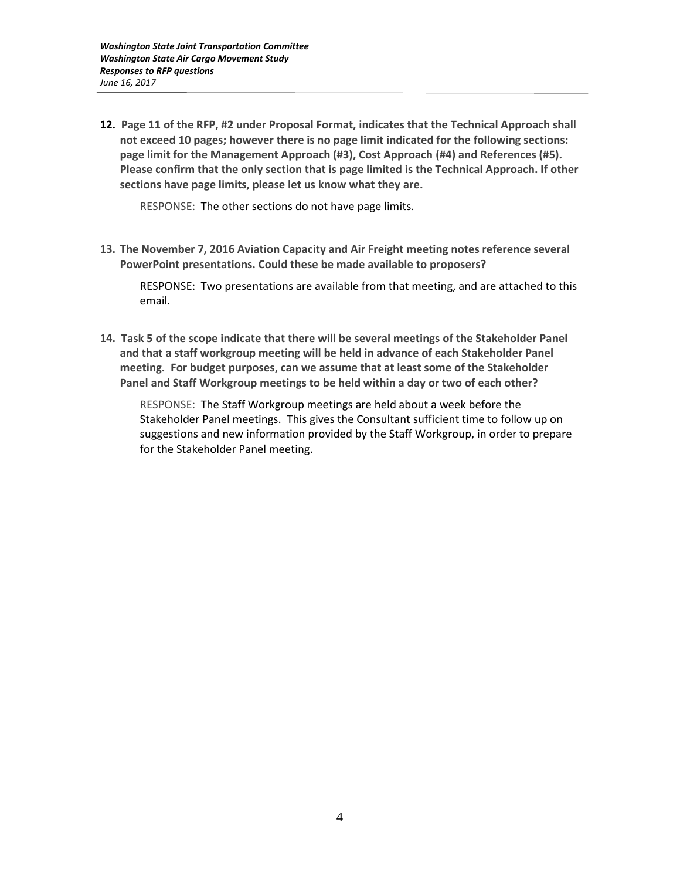**12. Page 11 of the RFP, #2 under Proposal Format, indicates that the Technical Approach shall not exceed 10 pages; however there is no page limit indicated for the following sections: page limit for the Management Approach (#3), Cost Approach (#4) and References (#5). Please confirm that the only section that is page limited is the Technical Approach. If other sections have page limits, please let us know what they are.**

RESPONSE: The other sections do not have page limits.

**13. The November 7, 2016 Aviation Capacity and Air Freight meeting notes reference several PowerPoint presentations. Could these be made available to proposers?**

RESPONSE: Two presentations are available from that meeting, and are attached to this email.

**14. Task 5 of the scope indicate that there will be several meetings of the Stakeholder Panel and that a staff workgroup meeting will be held in advance of each Stakeholder Panel meeting. For budget purposes, can we assume that at least some of the Stakeholder Panel and Staff Workgroup meetings to be held within a day or two of each other?**

RESPONSE: The Staff Workgroup meetings are held about a week before the Stakeholder Panel meetings. This gives the Consultant sufficient time to follow up on suggestions and new information provided by the Staff Workgroup, in order to prepare for the Stakeholder Panel meeting.